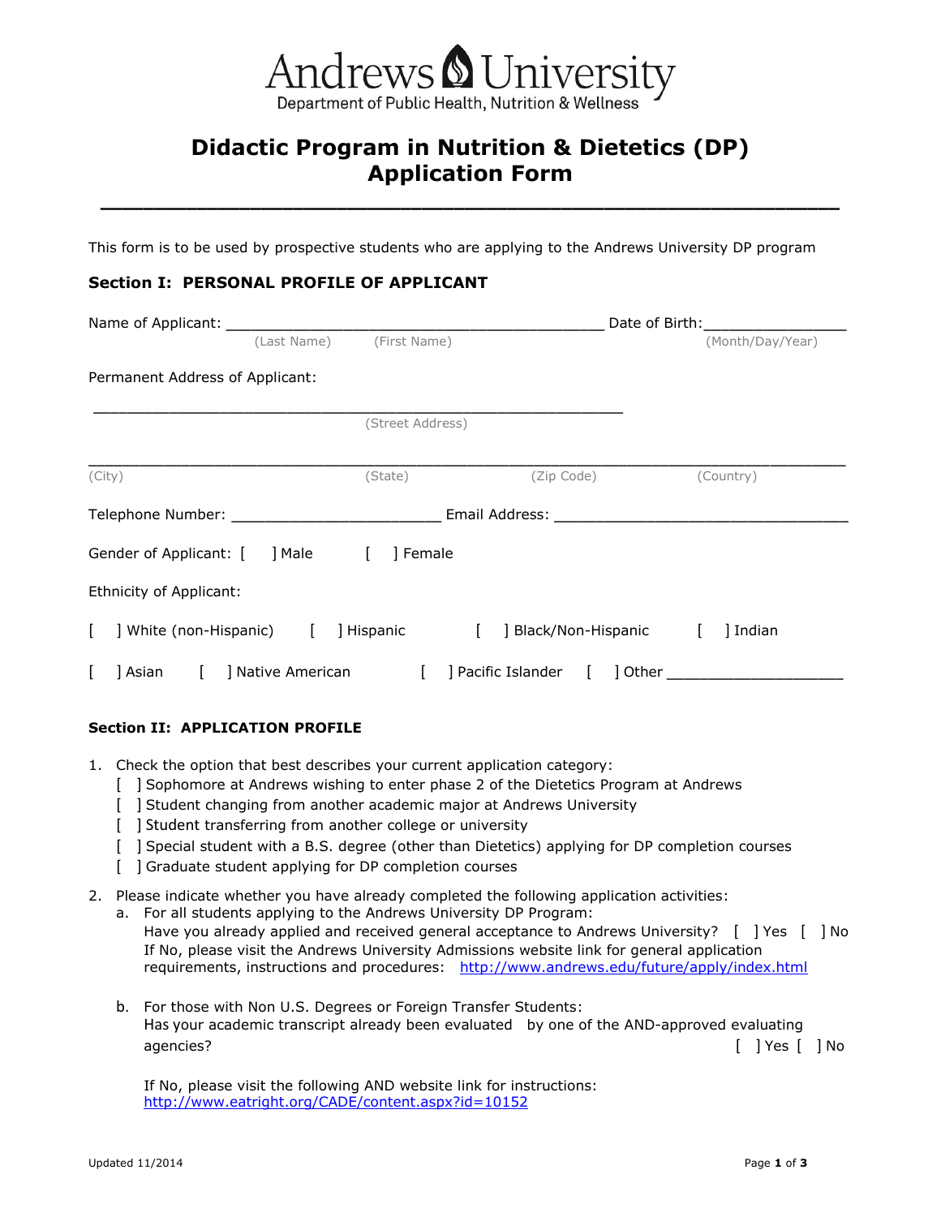Andrews University
Department of Public Health, Nutrition & Wellness

# Didactic Program in Nutrition & Dietetics (DP) Application Form

This form is to be used by prospective students who are applying to the Andrews University DP program

## Section I: PERSONAL PROFILE OF APPLICANT

Name of Applicant: ________________________________________ Date of Birth: ________________
(Last Name) (First Name) (Month/Day/Year)

Permanent Address of Applicant:

________________________________________________________
(Street Address)

________________________________________________________________________________
(City) (State) (Zip Code) (Country)

Telephone Number: _______________________ Email Address: ________________________________

Gender of Applicant: [ ] Male [ ] Female

Ethnicity of Applicant:

[ ] White (non-Hispanic) [ ] Hispanic [ ] Black/Non-Hispanic [ ] Indian

[ ] Asian [ ] Native American [ ] Pacific Islander [ ] Other ____________________

## Section II: APPLICATION PROFILE

1. Check the option that best describes your current application category:
   - [ ] Sophomore at Andrews wishing to enter phase 2 of the Dietetics Program at Andrews
   - [ ] Student changing from another academic major at Andrews University
   - [ ] Student transferring from another college or university
   - [ ] Special student with a B.S. degree (other than Dietetics) applying for DP completion courses
   - [ ] Graduate student applying for DP completion courses

2. Please indicate whether you have already completed the following application activities:
   a. For all students applying to the Andrews University DP Program:
      Have you already applied and received general acceptance to Andrews University? [ ] Yes [ ] No
      If No, please visit the Andrews University Admissions website link for general application requirements, instructions and procedures: http://www.andrews.edu/future/apply/index.html

   b. For those with Non U.S. Degrees or Foreign Transfer Students:
      Has your academic transcript already been evaluated by one of the AND-approved evaluating agencies? [ ] Yes [ ] No

      If No, please visit the following AND website link for instructions:
      http://www.eatright.org/CADE/content.aspx?id=10152

Updated 11/2014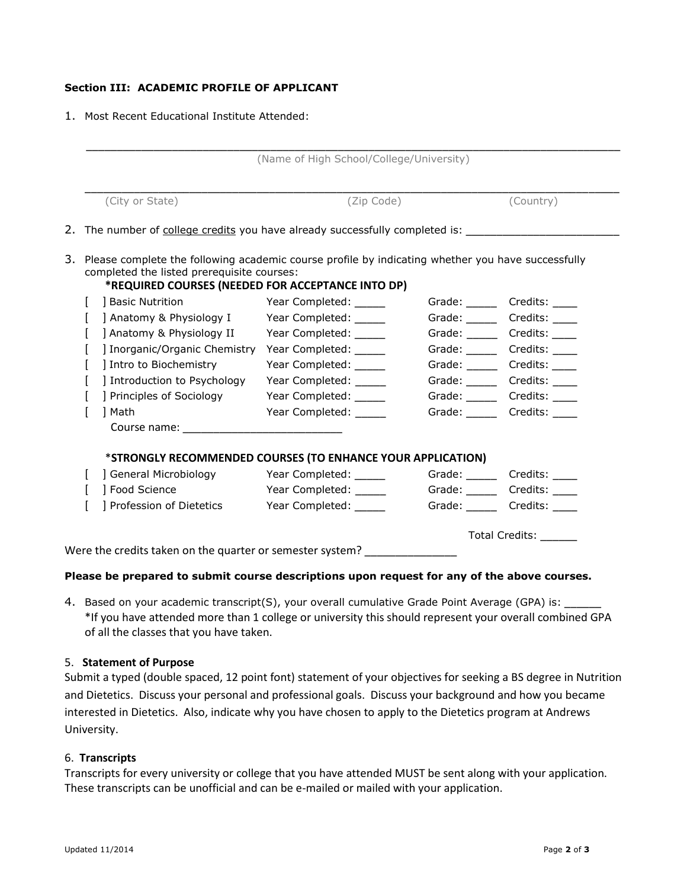**Section III: ACADEMIC PROFILE OF APPLICANT**

1. Most Recent Educational Institute Attended:

   ___________________________________________________________________________

   (Name of High School/College/University)

   ___________________________________________________________________________

   (City or State)    (Zip Code)    (Country)

2. The number of college credits you have already successfully completed is: _______________________

3. Please complete the following academic course profile by indicating whether you have successfully completed the listed prerequisite courses:

**\*REQUIRED COURSES (NEEDED FOR ACCEPTANCE INTO DP)**

| | | | |
|---|---|---|---|
| [ ] Basic Nutrition | Year Completed: _____ | Grade: _____ | Credits: ____ |
| [ ] Anatomy & Physiology I | Year Completed: _____ | Grade: _____ | Credits: ____ |
| [ ] Anatomy & Physiology II | Year Completed: _____ | Grade: _____ | Credits: ____ |
| [ ] Inorganic/Organic Chemistry | Year Completed: _____ | Grade: _____ | Credits: ____ |
| [ ] Intro to Biochemistry | Year Completed: _____ | Grade: _____ | Credits: ____ |
| [ ] Introduction to Psychology | Year Completed: _____ | Grade: _____ | Credits: ____ |
| [ ] Principles of Sociology | Year Completed: _____ | Grade: _____ | Credits: ____ |
| [ ] Math | Year Completed: _____ | Grade: _____ | Credits: ____ |

Course name: ________________________

**\*STRONGLY RECOMMENDED COURSES (TO ENHANCE YOUR APPLICATION)**

| | | | |
|---|---|---|---|
| [ ] General Microbiology | Year Completed: _____ | Grade: _____ | Credits: ____ |
| [ ] Food Science | Year Completed: _____ | Grade: _____ | Credits: ____ |
| [ ] Profession of Dietetics | Year Completed: _____ | Grade: _____ | Credits: ____ |

Total Credits: ______

Were the credits taken on the quarter or semester system? ______________

**Please be prepared to submit course descriptions upon request for any of the above courses.**

4. Based on your academic transcript(S), your overall cumulative Grade Point Average (GPA) is: ______
   *If you have attended more than 1 college or university this should represent your overall combined GPA of all the classes that you have taken.

5. **Statement of Purpose**

Submit a typed (double spaced, 12 point font) statement of your objectives for seeking a BS degree in Nutrition and Dietetics. Discuss your personal and professional goals. Discuss your background and how you became interested in Dietetics. Also, indicate why you have chosen to apply to the Dietetics program at Andrews University.

6. **Transcripts**

Transcripts for every university or college that you have attended MUST be sent along with your application. These transcripts can be unofficial and can be e-mailed or mailed with your application.

Updated 11/2014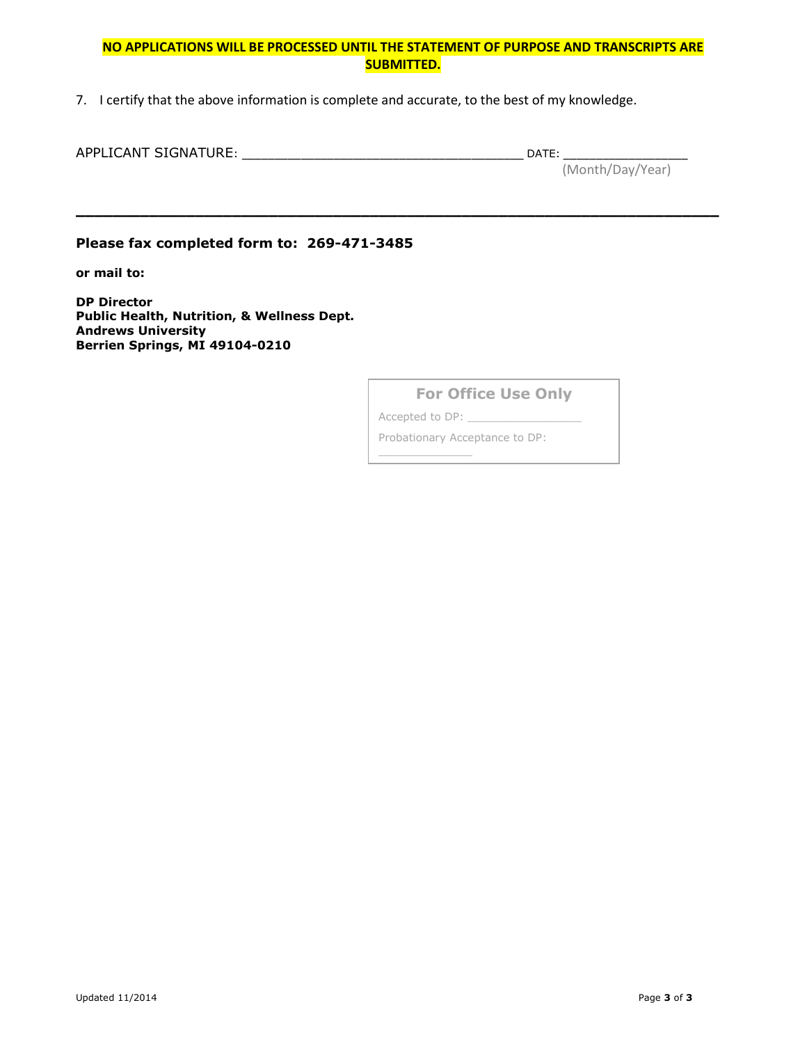**NO APPLICATIONS WILL BE PROCESSED UNTIL THE STATEMENT OF PURPOSE AND TRANSCRIPTS ARE SUBMITTED.**

7. I certify that the above information is complete and accurate, to the best of my knowledge.

APPLICANT SIGNATURE: ___________________________________ DATE: ________________
(Month/Day/Year)

---

**Please fax completed form to: 269-471-3485**

**or mail to:**

**DP Director**
**Public Health, Nutrition, & Wellness Dept.**
**Andrews University**
**Berrien Springs, MI 49104-0210**

**For Office Use Only**

Accepted to DP: ________________

Probationary Acceptance to DP: ______________

Updated 11/2014